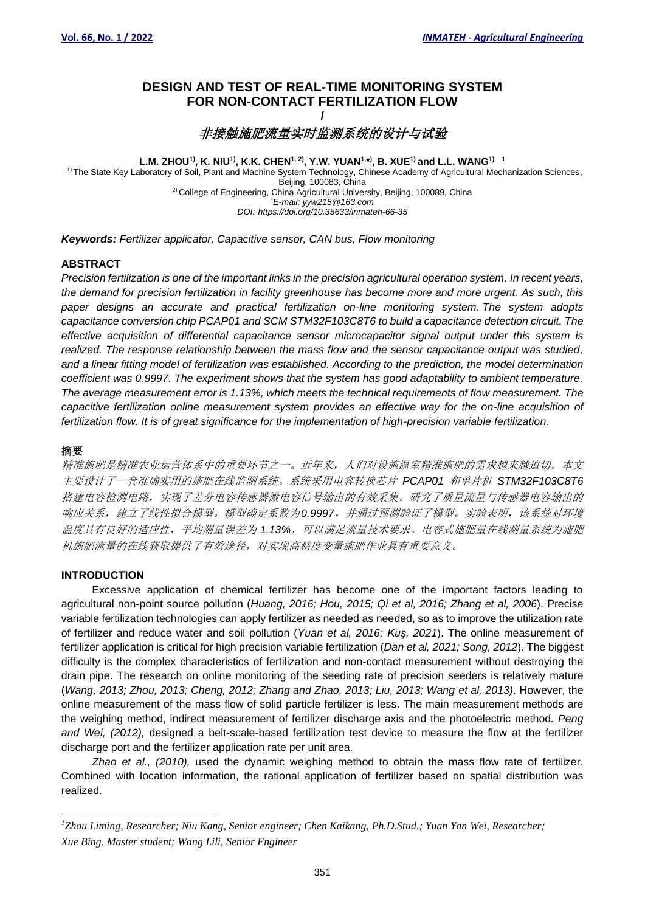# DESIGN AND TEST OF REAL-TIME MONITORING SYSTEM FOR NON-CONTACT FERTILIZATION FLOW

/

# 非接触施肥流量实时监测系统的设计与试验

**L.M. ZHOU[1)], K. NIU[1)], K.K. CHEN[1, 2)], Y.W. YUAN[1,*)], B. XUE[1)] and L.L. WANG[1)] [1]**

[1)] The State Key Laboratory of Soil, Plant and Machine System Technology, Chinese Academy of Agricultural Mechanization Sciences, Beijing, 100083, China

[2)] College of Engineering, China Agricultural University, Beijing, 100089, China

*E-mail: yyw215@163.com*

*DOI: https://doi.org/10.35633/inmateh-66-35*

***Keywords:*** *Fertilizer applicator, Capacitive sensor, CAN bus, Flow monitoring*

## ABSTRACT

*Precision fertilization is one of the important links in the precision agricultural operation system. In recent years, the demand for precision fertilization in facility greenhouse has become more and more urgent. As such, this paper designs an accurate and practical fertilization on-line monitoring system. The system adopts capacitance conversion chip PCAP01 and SCM STM32F103C8T6 to build a capacitance detection circuit. The effective acquisition of differential capacitance sensor microcapacitor signal output under this system is realized. The response relationship between the mass flow and the sensor capacitance output was studied, and a linear fitting model of fertilization was established. According to the prediction, the model determination coefficient was 0.9997. The experiment shows that the system has good adaptability to ambient temperature. The average measurement error is 1.13%, which meets the technical requirements of flow measurement. The capacitive fertilization online measurement system provides an effective way for the on-line acquisition of fertilization flow. It is of great significance for the implementation of high-precision variable fertilization.*

## 摘要

*精准施肥是精准农业运营体系中的重要环节之一。近年来，人们对设施温室精准施肥的需求越来越迫切。本文主要设计了一套准确实用的施肥在线监测系统。系统采用电容转换芯片 PCAP01 和单片机 STM32F103C8T6 搭建电容检测电路，实现了差分电容传感器微电容信号输出的有效采集。研究了质量流量与传感器电容输出的响应关系，建立了线性拟合模型。模型确定系数为0.9997，并通过预测验证了模型。实验表明，该系统对环境温度具有良好的适应性，平均测量误差为 1.13%，可以满足流量技术要求。电容式施肥量在线测量系统为施肥机施肥流量的在线获取提供了有效途径，对实现高精度变量施肥作业具有重要意义。*

## INTRODUCTION

Excessive application of chemical fertilizer has become one of the important factors leading to agricultural non-point source pollution (*Huang, 2016; Hou, 2015; Qi et al, 2016; Zhang et al, 2006*). Precise variable fertilization technologies can apply fertilizer as needed as needed, so as to improve the utilization rate of fertilizer and reduce water and soil pollution (*Yuan et al, 2016; Kuş, 2021*). The online measurement of fertilizer application is critical for high precision variable fertilization (*Dan et al, 2021; Song, 2012*). The biggest difficulty is the complex characteristics of fertilization and non-contact measurement without destroying the drain pipe. The research on online monitoring of the seeding rate of precision seeders is relatively mature (*Wang, 2013; Zhou, 2013; Cheng, 2012; Zhang and Zhao, 2013; Liu, 2013; Wang et al, 2013)*. However, the online measurement of the mass flow of solid particle fertilizer is less. The main measurement methods are the weighing method, indirect measurement of fertilizer discharge axis and the photoelectric method. *Peng and Wei, (2012),* designed a belt-scale-based fertilization test device to measure the flow at the fertilizer discharge port and the fertilizer application rate per unit area.

*Zhao et al., (2010),* used the dynamic weighing method to obtain the mass flow rate of fertilizer. Combined with location information, the rational application of fertilizer based on spatial distribution was realized.

---

[1] *Zhou Liming, Researcher; Niu Kang, Senior engineer; Chen Kaikang, Ph.D.Stud.; Yuan Yan Wei, Researcher; Xue Bing, Master student; Wang Lili, Senior Engineer*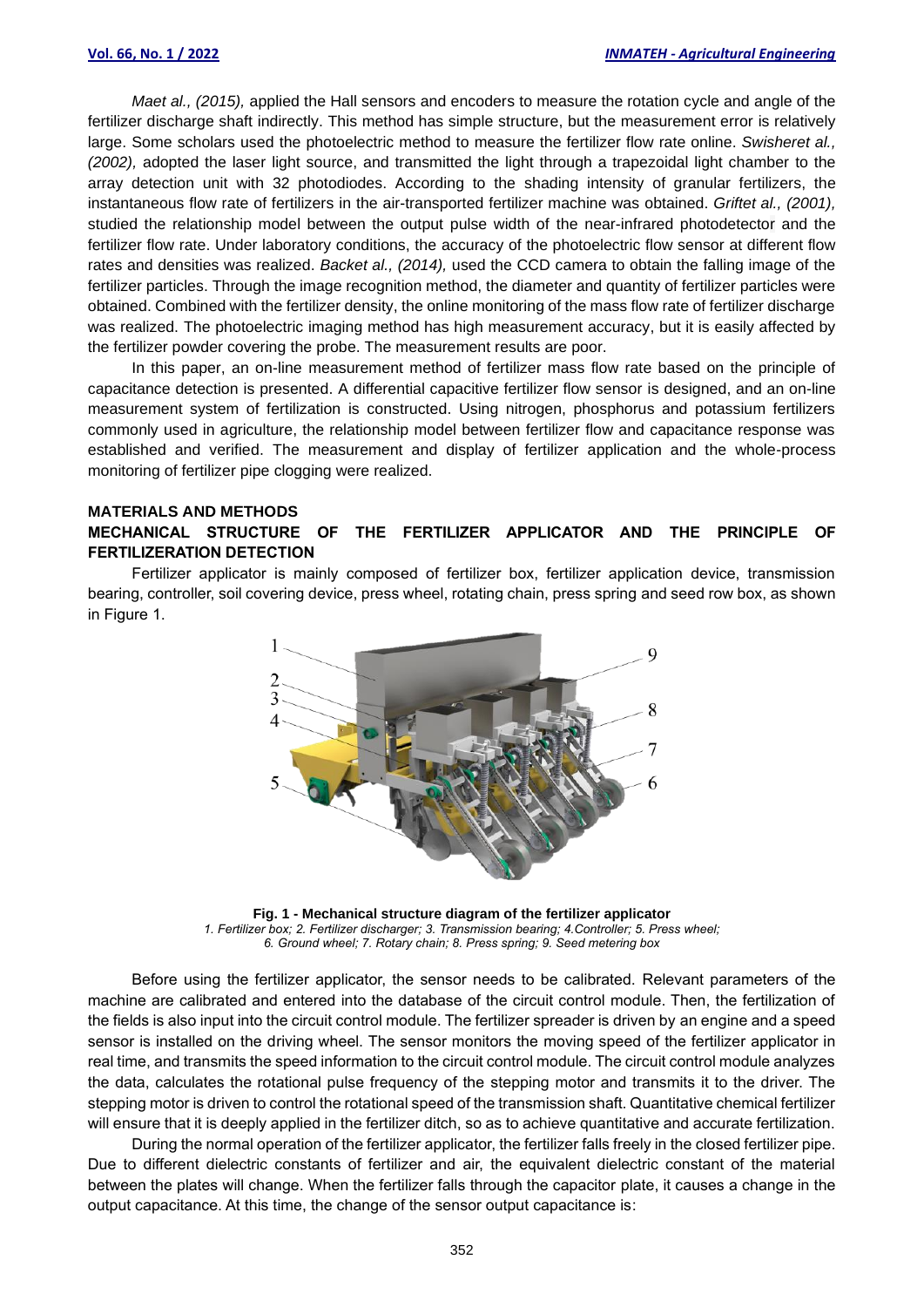*Maet al., (2015),* applied the Hall sensors and encoders to measure the rotation cycle and angle of the fertilizer discharge shaft indirectly. This method has simple structure, but the measurement error is relatively large. Some scholars used the photoelectric method to measure the fertilizer flow rate online. *Swisheret al., (2002),* adopted the laser light source, and transmitted the light through a trapezoidal light chamber to the array detection unit with 32 photodiodes. According to the shading intensity of granular fertilizers, the instantaneous flow rate of fertilizers in the air-transported fertilizer machine was obtained. *Griftet al., (2001),* studied the relationship model between the output pulse width of the near-infrared photodetector and the fertilizer flow rate. Under laboratory conditions, the accuracy of the photoelectric flow sensor at different flow rates and densities was realized. *Backet al., (2014),* used the CCD camera to obtain the falling image of the fertilizer particles. Through the image recognition method, the diameter and quantity of fertilizer particles were obtained. Combined with the fertilizer density, the online monitoring of the mass flow rate of fertilizer discharge was realized. The photoelectric imaging method has high measurement accuracy, but it is easily affected by the fertilizer powder covering the probe. The measurement results are poor.

In this paper, an on-line measurement method of fertilizer mass flow rate based on the principle of capacitance detection is presented. A differential capacitive fertilizer flow sensor is designed, and an on-line measurement system of fertilization is constructed. Using nitrogen, phosphorus and potassium fertilizers commonly used in agriculture, the relationship model between fertilizer flow and capacitance response was established and verified. The measurement and display of fertilizer application and the whole-process monitoring of fertilizer pipe clogging were realized.

## MATERIALS AND METHODS

### MECHANICAL STRUCTURE OF THE FERTILIZER APPLICATOR AND THE PRINCIPLE OF FERTILIZERATION DETECTION

Fertilizer applicator is mainly composed of fertilizer box, fertilizer application device, transmission bearing, controller, soil covering device, press wheel, rotating chain, press spring and seed row box, as shown in Figure 1.

**Fig. 1 - Mechanical structure diagram of the fertilizer applicator**
*1. Fertilizer box; 2. Fertilizer discharger; 3. Transmission bearing; 4.Controller; 5. Press wheel; 6. Ground wheel; 7. Rotary chain; 8. Press spring; 9. Seed metering box*

Before using the fertilizer applicator, the sensor needs to be calibrated. Relevant parameters of the machine are calibrated and entered into the database of the circuit control module. Then, the fertilization of the fields is also input into the circuit control module. The fertilizer spreader is driven by an engine and a speed sensor is installed on the driving wheel. The sensor monitors the moving speed of the fertilizer applicator in real time, and transmits the speed information to the circuit control module. The circuit control module analyzes the data, calculates the rotational pulse frequency of the stepping motor and transmits it to the driver. The stepping motor is driven to control the rotational speed of the transmission shaft. Quantitative chemical fertilizer will ensure that it is deeply applied in the fertilizer ditch, so as to achieve quantitative and accurate fertilization.

During the normal operation of the fertilizer applicator, the fertilizer falls freely in the closed fertilizer pipe. Due to different dielectric constants of fertilizer and air, the equivalent dielectric constant of the material between the plates will change. When the fertilizer falls through the capacitor plate, it causes a change in the output capacitance. At this time, the change of the sensor output capacitance is: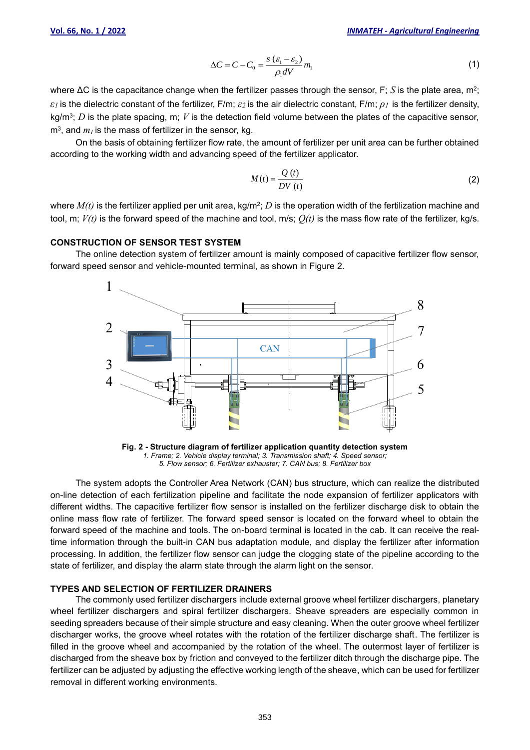$$\Delta C = C - C_0 = \frac{s\,(\varepsilon_1 - \varepsilon_2)}{\rho_1 dV} m_1 \tag{1}$$

where ΔC is the capacitance change when the fertilizer passes through the sensor, F; $S$ is the plate area, m$^2$; $\varepsilon_1$ is the dielectric constant of the fertilizer, F/m; $\varepsilon_2$ is the air dielectric constant, F/m; $\rho_1$ is the fertilizer density, kg/m$^3$; $D$ is the plate spacing, m; $V$ is the detection field volume between the plates of the capacitive sensor, m$^3$, and $m_1$ is the mass of fertilizer in the sensor, kg.

On the basis of obtaining fertilizer flow rate, the amount of fertilizer per unit area can be further obtained according to the working width and advancing speed of the fertilizer applicator.

$$M(t) = \frac{Q(t)}{DV(t)} \tag{2}$$

where $M(t)$ is the fertilizer applied per unit area, kg/m$^2$; $D$ is the operation width of the fertilization machine and tool, m; $V(t)$ is the forward speed of the machine and tool, m/s; $Q(t)$ is the mass flow rate of the fertilizer, kg/s.

## CONSTRUCTION OF SENSOR TEST SYSTEM

The online detection system of fertilizer amount is mainly composed of capacitive fertilizer flow sensor, forward speed sensor and vehicle-mounted terminal, as shown in Figure 2.

**Fig. 2 - Structure diagram of fertilizer application quantity detection system**
*1. Frame; 2. Vehicle display terminal; 3. Transmission shaft; 4. Speed sensor; 5. Flow sensor; 6. Fertilizer exhauster; 7. CAN bus; 8. Fertilizer box*

The system adopts the Controller Area Network (CAN) bus structure, which can realize the distributed on-line detection of each fertilization pipeline and facilitate the node expansion of fertilizer applicators with different widths. The capacitive fertilizer flow sensor is installed on the fertilizer discharge disk to obtain the online mass flow rate of fertilizer. The forward speed sensor is located on the forward wheel to obtain the forward speed of the machine and tools. The on-board terminal is located in the cab. It can receive the real-time information through the built-in CAN bus adaptation module, and display the fertilizer after information processing. In addition, the fertilizer flow sensor can judge the clogging state of the pipeline according to the state of fertilizer, and display the alarm state through the alarm light on the sensor.

## TYPES AND SELECTION OF FERTILIZER DRAINERS

The commonly used fertilizer dischargers include external groove wheel fertilizer dischargers, planetary wheel fertilizer dischargers and spiral fertilizer dischargers. Sheave spreaders are especially common in seeding spreaders because of their simple structure and easy cleaning. When the outer groove wheel fertilizer discharger works, the groove wheel rotates with the rotation of the fertilizer discharge shaft. The fertilizer is filled in the groove wheel and accompanied by the rotation of the wheel. The outermost layer of fertilizer is discharged from the sheave box by friction and conveyed to the fertilizer ditch through the discharge pipe. The fertilizer can be adjusted by adjusting the effective working length of the sheave, which can be used for fertilizer removal in different working environments.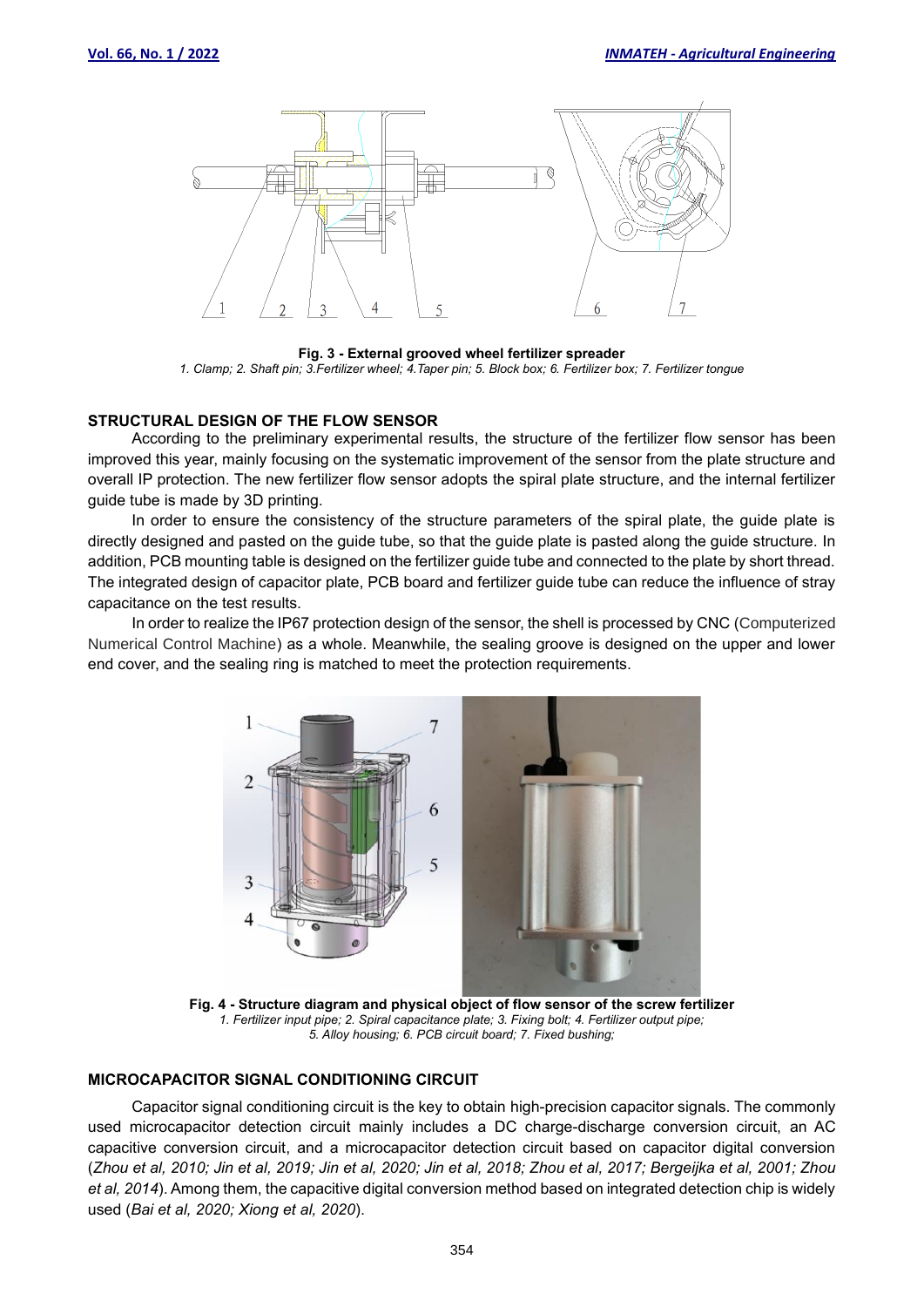**Fig. 3 - External grooved wheel fertilizer spreader**

*1. Clamp; 2. Shaft pin; 3.Fertilizer wheel; 4.Taper pin; 5. Block box; 6. Fertilizer box; 7. Fertilizer tongue*

## STRUCTURAL DESIGN OF THE FLOW SENSOR

According to the preliminary experimental results, the structure of the fertilizer flow sensor has been improved this year, mainly focusing on the systematic improvement of the sensor from the plate structure and overall IP protection. The new fertilizer flow sensor adopts the spiral plate structure, and the internal fertilizer guide tube is made by 3D printing.

In order to ensure the consistency of the structure parameters of the spiral plate, the guide plate is directly designed and pasted on the guide tube, so that the guide plate is pasted along the guide structure. In addition, PCB mounting table is designed on the fertilizer guide tube and connected to the plate by short thread. The integrated design of capacitor plate, PCB board and fertilizer guide tube can reduce the influence of stray capacitance on the test results.

In order to realize the IP67 protection design of the sensor, the shell is processed by CNC (Computerized Numerical Control Machine) as a whole. Meanwhile, the sealing groove is designed on the upper and lower end cover, and the sealing ring is matched to meet the protection requirements.

**Fig. 4 - Structure diagram and physical object of flow sensor of the screw fertilizer**

*1. Fertilizer input pipe; 2. Spiral capacitance plate; 3. Fixing bolt; 4. Fertilizer output pipe; 5. Alloy housing; 6. PCB circuit board; 7. Fixed bushing;*

## MICROCAPACITOR SIGNAL CONDITIONING CIRCUIT

Capacitor signal conditioning circuit is the key to obtain high-precision capacitor signals. The commonly used microcapacitor detection circuit mainly includes a DC charge-discharge conversion circuit, an AC capacitive conversion circuit, and a microcapacitor detection circuit based on capacitor digital conversion (*Zhou et al, 2010; Jin et al, 2019; Jin et al, 2020; Jin et al, 2018; Zhou et al, 2017; Bergeijka et al, 2001; Zhou et al, 2014*). Among them, the capacitive digital conversion method based on integrated detection chip is widely used (*Bai et al, 2020; Xiong et al, 2020*).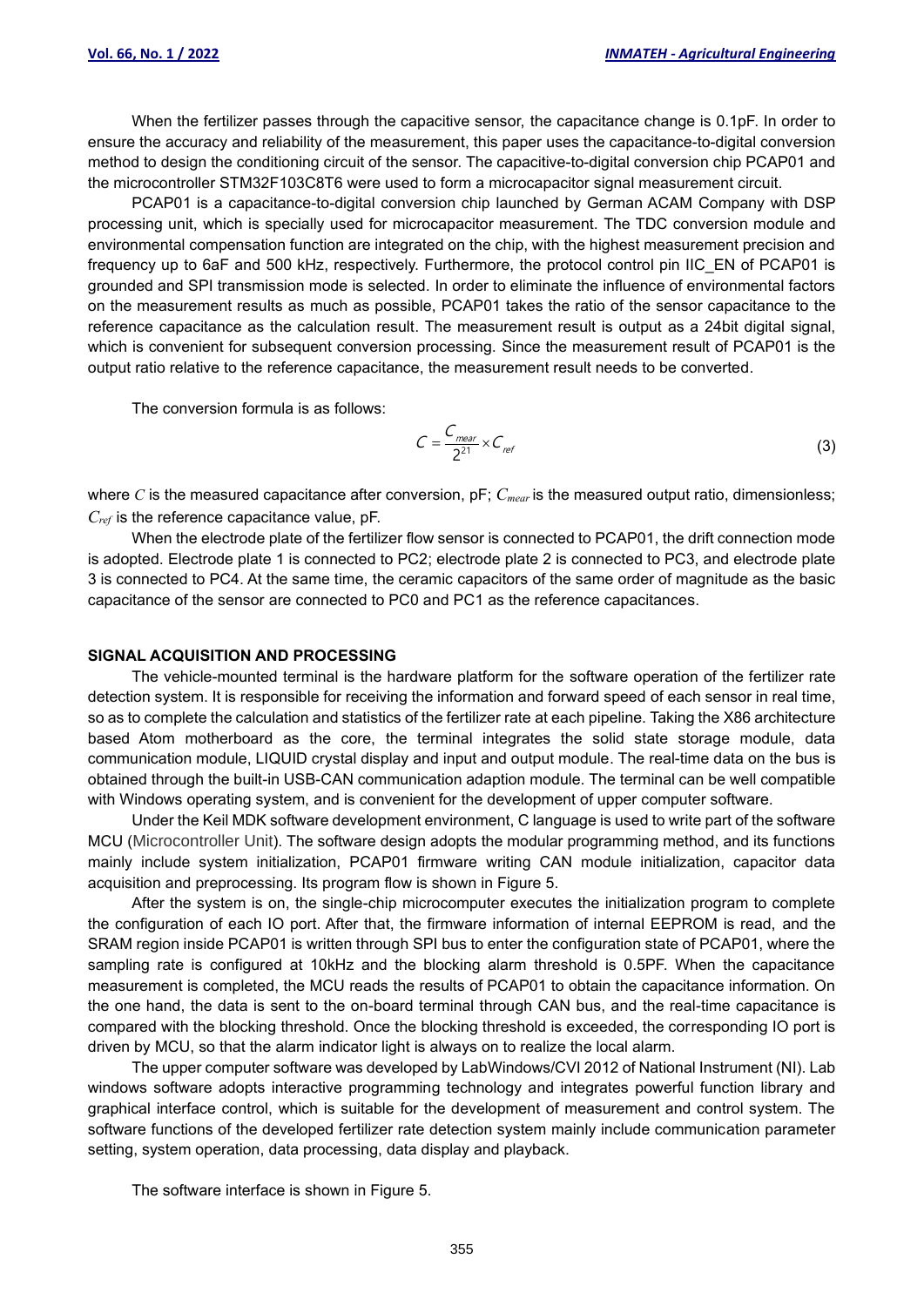When the fertilizer passes through the capacitive sensor, the capacitance change is 0.1pF. In order to ensure the accuracy and reliability of the measurement, this paper uses the capacitance-to-digital conversion method to design the conditioning circuit of the sensor. The capacitive-to-digital conversion chip PCAP01 and the microcontroller STM32F103C8T6 were used to form a microcapacitor signal measurement circuit.

PCAP01 is a capacitance-to-digital conversion chip launched by German ACAM Company with DSP processing unit, which is specially used for microcapacitor measurement. The TDC conversion module and environmental compensation function are integrated on the chip, with the highest measurement precision and frequency up to 6aF and 500 kHz, respectively. Furthermore, the protocol control pin IIC_EN of PCAP01 is grounded and SPI transmission mode is selected. In order to eliminate the influence of environmental factors on the measurement results as much as possible, PCAP01 takes the ratio of the sensor capacitance to the reference capacitance as the calculation result. The measurement result is output as a 24bit digital signal, which is convenient for subsequent conversion processing. Since the measurement result of PCAP01 is the output ratio relative to the reference capacitance, the measurement result needs to be converted.

The conversion formula is as follows:

$$C = \frac{C_{mear}}{2^{21}} \times C_{ref} \tag{3}$$

where $C$ is the measured capacitance after conversion, pF; $C_{mear}$ is the measured output ratio, dimensionless; $C_{ref}$ is the reference capacitance value, pF.

When the electrode plate of the fertilizer flow sensor is connected to PCAP01, the drift connection mode is adopted. Electrode plate 1 is connected to PC2; electrode plate 2 is connected to PC3, and electrode plate 3 is connected to PC4. At the same time, the ceramic capacitors of the same order of magnitude as the basic capacitance of the sensor are connected to PC0 and PC1 as the reference capacitances.

## SIGNAL ACQUISITION AND PROCESSING

The vehicle-mounted terminal is the hardware platform for the software operation of the fertilizer rate detection system. It is responsible for receiving the information and forward speed of each sensor in real time, so as to complete the calculation and statistics of the fertilizer rate at each pipeline. Taking the X86 architecture based Atom motherboard as the core, the terminal integrates the solid state storage module, data communication module, LIQUID crystal display and input and output module. The real-time data on the bus is obtained through the built-in USB-CAN communication adaption module. The terminal can be well compatible with Windows operating system, and is convenient for the development of upper computer software.

Under the Keil MDK software development environment, C language is used to write part of the software MCU (Microcontroller Unit). The software design adopts the modular programming method, and its functions mainly include system initialization, PCAP01 firmware writing CAN module initialization, capacitor data acquisition and preprocessing. Its program flow is shown in Figure 5.

After the system is on, the single-chip microcomputer executes the initialization program to complete the configuration of each IO port. After that, the firmware information of internal EEPROM is read, and the SRAM region inside PCAP01 is written through SPI bus to enter the configuration state of PCAP01, where the sampling rate is configured at 10kHz and the blocking alarm threshold is 0.5PF. When the capacitance measurement is completed, the MCU reads the results of PCAP01 to obtain the capacitance information. On the one hand, the data is sent to the on-board terminal through CAN bus, and the real-time capacitance is compared with the blocking threshold. Once the blocking threshold is exceeded, the corresponding IO port is driven by MCU, so that the alarm indicator light is always on to realize the local alarm.

The upper computer software was developed by LabWindows/CVI 2012 of National Instrument (NI). Lab windows software adopts interactive programming technology and integrates powerful function library and graphical interface control, which is suitable for the development of measurement and control system. The software functions of the developed fertilizer rate detection system mainly include communication parameter setting, system operation, data processing, data display and playback.

The software interface is shown in Figure 5.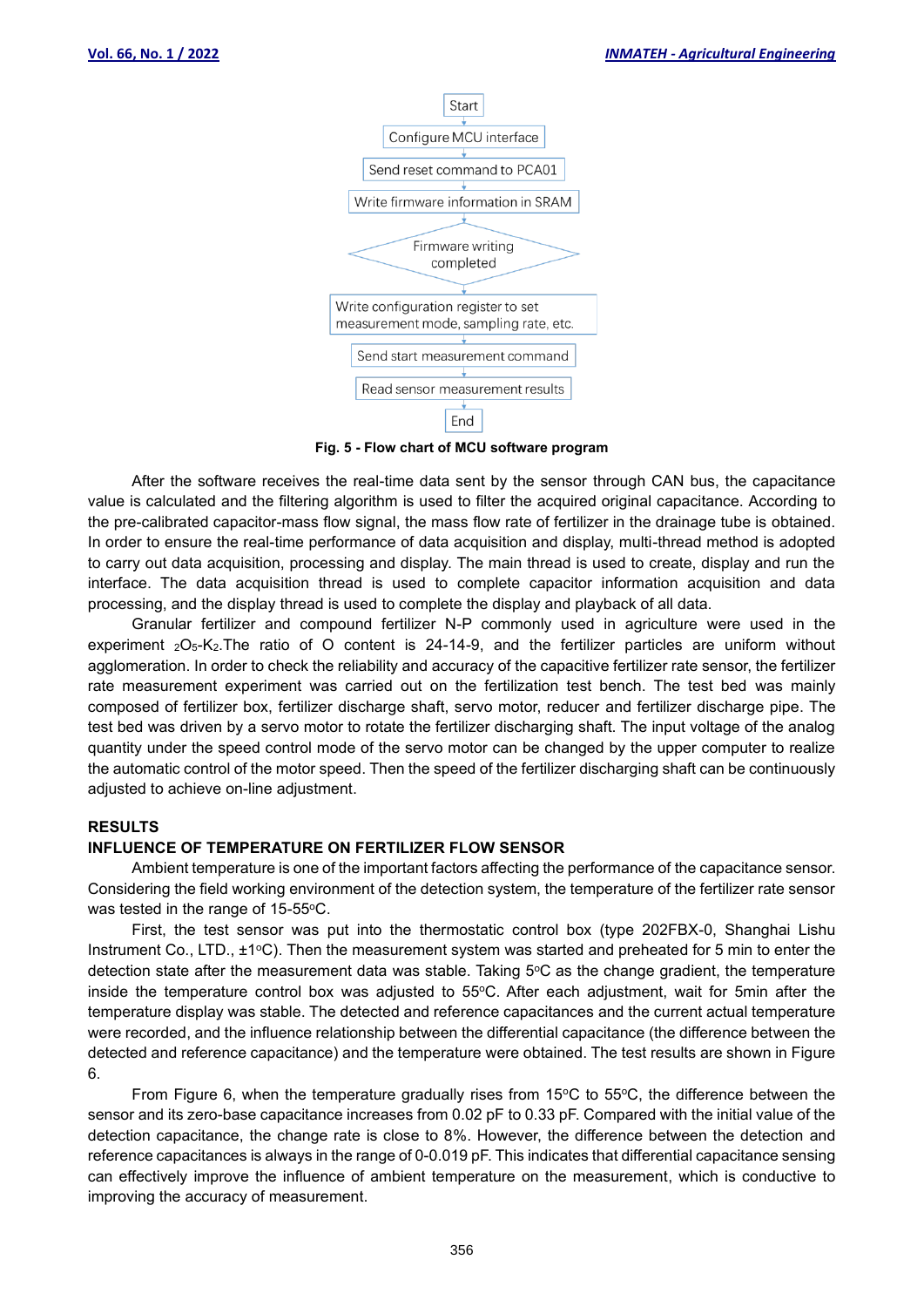Start

Configure MCU interface

Send reset command to PCA01

Write firmware information in SRAM

Firmware writing completed

Write configuration register to set measurement mode, sampling rate, etc.

Send start measurement command

Read sensor measurement results

End

**Fig. 5 - Flow chart of MCU software program**

After the software receives the real-time data sent by the sensor through CAN bus, the capacitance value is calculated and the filtering algorithm is used to filter the acquired original capacitance. According to the pre-calibrated capacitor-mass flow signal, the mass flow rate of fertilizer in the drainage tube is obtained. In order to ensure the real-time performance of data acquisition and display, multi-thread method is adopted to carry out data acquisition, processing and display. The main thread is used to create, display and run the interface. The data acquisition thread is used to complete capacitor information acquisition and data processing, and the display thread is used to complete the display and playback of all data.

Granular fertilizer and compound fertilizer N-P commonly used in agriculture were used in the experiment $_2O_5$-$K_2$.The ratio of O content is 24-14-9, and the fertilizer particles are uniform without agglomeration. In order to check the reliability and accuracy of the capacitive fertilizer rate sensor, the fertilizer rate measurement experiment was carried out on the fertilization test bench. The test bed was mainly composed of fertilizer box, fertilizer discharge shaft, servo motor, reducer and fertilizer discharge pipe. The test bed was driven by a servo motor to rotate the fertilizer discharging shaft. The input voltage of the analog quantity under the speed control mode of the servo motor can be changed by the upper computer to realize the automatic control of the motor speed. Then the speed of the fertilizer discharging shaft can be continuously adjusted to achieve on-line adjustment.

## RESULTS

### INFLUENCE OF TEMPERATURE ON FERTILIZER FLOW SENSOR

Ambient temperature is one of the important factors affecting the performance of the capacitance sensor. Considering the field working environment of the detection system, the temperature of the fertilizer rate sensor was tested in the range of 15-55°C.

First, the test sensor was put into the thermostatic control box (type 202FBX-0, Shanghai Lishu Instrument Co., LTD., ±1°C). Then the measurement system was started and preheated for 5 min to enter the detection state after the measurement data was stable. Taking 5°C as the change gradient, the temperature inside the temperature control box was adjusted to 55°C. After each adjustment, wait for 5min after the temperature display was stable. The detected and reference capacitances and the current actual temperature were recorded, and the influence relationship between the differential capacitance (the difference between the detected and reference capacitance) and the temperature were obtained. The test results are shown in Figure 6.

From Figure 6, when the temperature gradually rises from 15°C to 55°C, the difference between the sensor and its zero-base capacitance increases from 0.02 pF to 0.33 pF. Compared with the initial value of the detection capacitance, the change rate is close to 8%. However, the difference between the detection and reference capacitances is always in the range of 0-0.019 pF. This indicates that differential capacitance sensing can effectively improve the influence of ambient temperature on the measurement, which is conductive to improving the accuracy of measurement.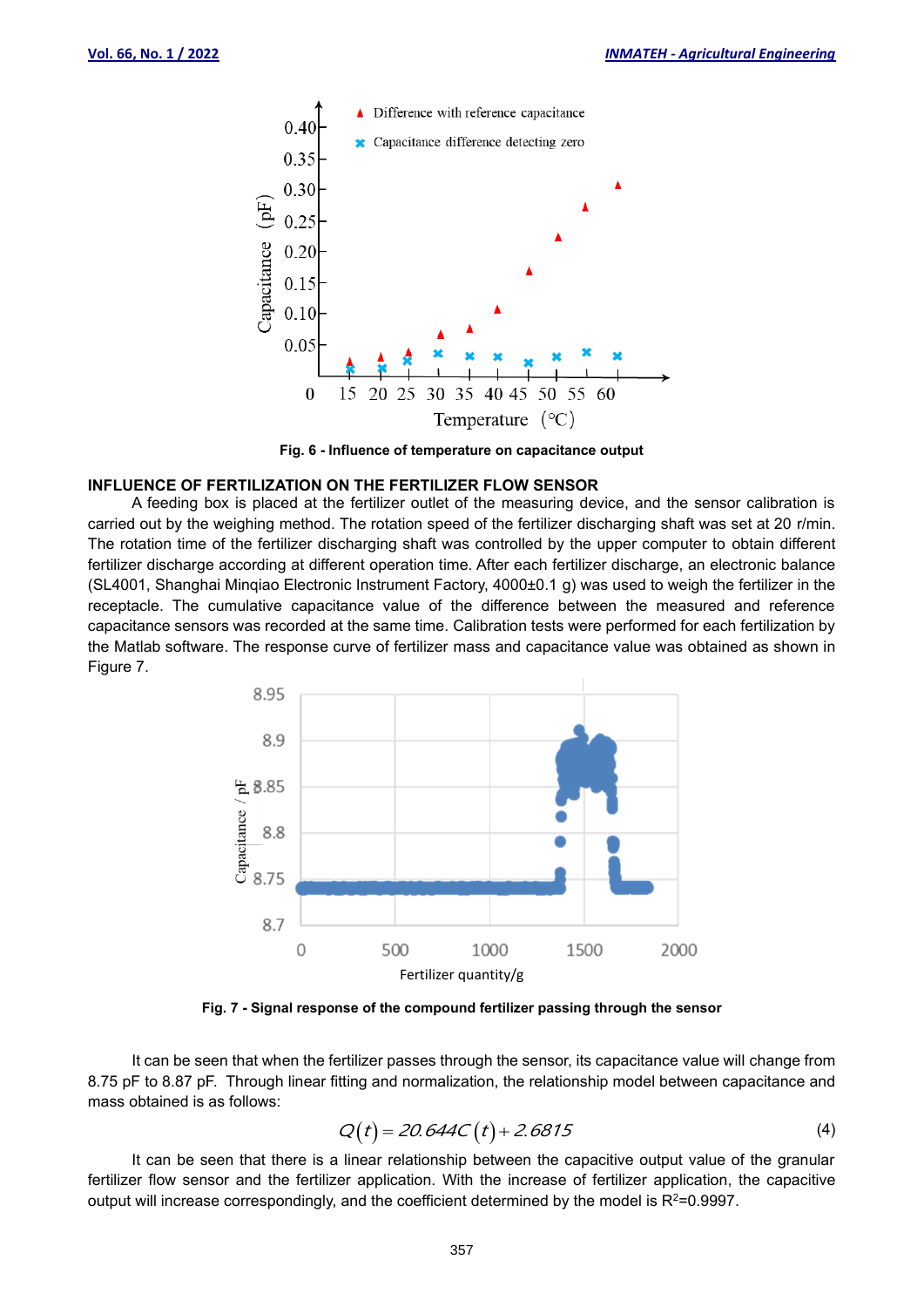Fig. 6 - Influence of temperature on capacitance output

## INFLUENCE OF FERTILIZATION ON THE FERTILIZER FLOW SENSOR

A feeding box is placed at the fertilizer outlet of the measuring device, and the sensor calibration is carried out by the weighing method. The rotation speed of the fertilizer discharging shaft was set at 20 r/min. The rotation time of the fertilizer discharging shaft was controlled by the upper computer to obtain different fertilizer discharge according at different operation time. After each fertilizer discharge, an electronic balance (SL4001, Shanghai Minqiao Electronic Instrument Factory, 4000±0.1 g) was used to weigh the fertilizer in the receptacle. The cumulative capacitance value of the difference between the measured and reference capacitance sensors was recorded at the same time. Calibration tests were performed for each fertilization by the Matlab software. The response curve of fertilizer mass and capacitance value was obtained as shown in Figure 7.

Fig. 7 - Signal response of the compound fertilizer passing through the sensor

It can be seen that when the fertilizer passes through the sensor, its capacitance value will change from 8.75 pF to 8.87 pF. Through linear fitting and normalization, the relationship model between capacitance and mass obtained is as follows:

$$Q(t) = 20.644C(t) + 2.6815 \tag{4}$$

It can be seen that there is a linear relationship between the capacitive output value of the granular fertilizer flow sensor and the fertilizer application. With the increase of fertilizer application, the capacitive output will increase correspondingly, and the coefficient determined by the model is $R^2$=0.9997.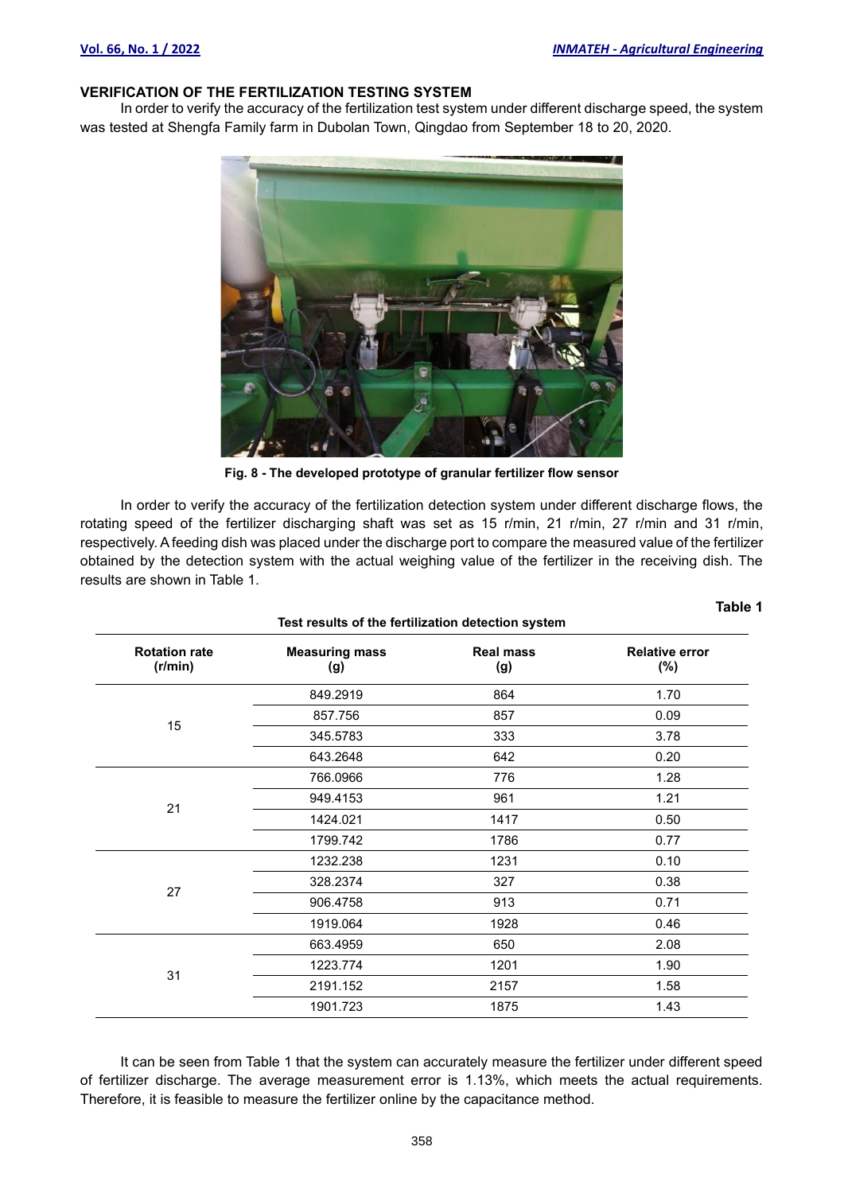## VERIFICATION OF THE FERTILIZATION TESTING SYSTEM

In order to verify the accuracy of the fertilization test system under different discharge speed, the system was tested at Shengfa Family farm in Dubolan Town, Qingdao from September 18 to 20, 2020.

Fig. 8 - The developed prototype of granular fertilizer flow sensor

In order to verify the accuracy of the fertilization detection system under different discharge flows, the rotating speed of the fertilizer discharging shaft was set as 15 r/min, 21 r/min, 27 r/min and 31 r/min, respectively. A feeding dish was placed under the discharge port to compare the measured value of the fertilizer obtained by the detection system with the actual weighing value of the fertilizer in the receiving dish. The results are shown in Table 1.

**Table 1**

**Test results of the fertilization detection system**

| Rotation rate (r/min) | Measuring mass (g) | Real mass (g) | Relative error (%) |
|---|---|---|---|
| 15 | 849.2919 | 864 | 1.70 |
| | 857.756 | 857 | 0.09 |
| | 345.5783 | 333 | 3.78 |
| | 643.2648 | 642 | 0.20 |
| 21 | 766.0966 | 776 | 1.28 |
| | 949.4153 | 961 | 1.21 |
| | 1424.021 | 1417 | 0.50 |
| | 1799.742 | 1786 | 0.77 |
| 27 | 1232.238 | 1231 | 0.10 |
| | 328.2374 | 327 | 0.38 |
| | 906.4758 | 913 | 0.71 |
| | 1919.064 | 1928 | 0.46 |
| 31 | 663.4959 | 650 | 2.08 |
| | 1223.774 | 1201 | 1.90 |
| | 2191.152 | 2157 | 1.58 |
| | 1901.723 | 1875 | 1.43 |

It can be seen from Table 1 that the system can accurately measure the fertilizer under different speed of fertilizer discharge. The average measurement error is 1.13%, which meets the actual requirements. Therefore, it is feasible to measure the fertilizer online by the capacitance method.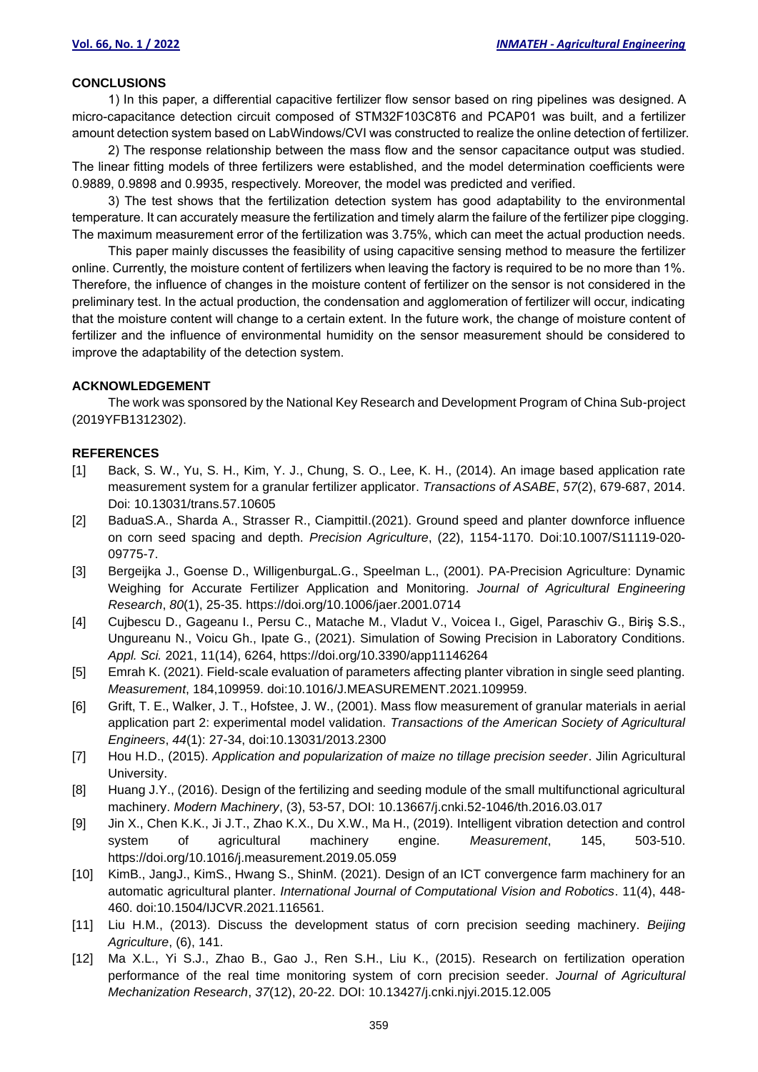## CONCLUSIONS

1) In this paper, a differential capacitive fertilizer flow sensor based on ring pipelines was designed. A micro-capacitance detection circuit composed of STM32F103C8T6 and PCAP01 was built, and a fertilizer amount detection system based on LabWindows/CVI was constructed to realize the online detection of fertilizer.

2) The response relationship between the mass flow and the sensor capacitance output was studied. The linear fitting models of three fertilizers were established, and the model determination coefficients were 0.9889, 0.9898 and 0.9935, respectively. Moreover, the model was predicted and verified.

3) The test shows that the fertilization detection system has good adaptability to the environmental temperature. It can accurately measure the fertilization and timely alarm the failure of the fertilizer pipe clogging. The maximum measurement error of the fertilization was 3.75%, which can meet the actual production needs.

This paper mainly discusses the feasibility of using capacitive sensing method to measure the fertilizer online. Currently, the moisture content of fertilizers when leaving the factory is required to be no more than 1%. Therefore, the influence of changes in the moisture content of fertilizer on the sensor is not considered in the preliminary test. In the actual production, the condensation and agglomeration of fertilizer will occur, indicating that the moisture content will change to a certain extent. In the future work, the change of moisture content of fertilizer and the influence of environmental humidity on the sensor measurement should be considered to improve the adaptability of the detection system.

## ACKNOWLEDGEMENT

The work was sponsored by the National Key Research and Development Program of China Sub-project (2019YFB1312302).

## REFERENCES

[1] Back, S. W., Yu, S. H., Kim, Y. J., Chung, S. O., Lee, K. H., (2014). An image based application rate measurement system for a granular fertilizer applicator. *Transactions of ASABE*, *57*(2), 679-687, 2014. Doi: 10.13031/trans.57.10605

[2] BaduaS.A., Sharda A., Strasser R., CiampittiI.(2021). Ground speed and planter downforce influence on corn seed spacing and depth. *Precision Agriculture*, (22), 1154-1170. Doi:10.1007/S11119-020-09775-7.

[3] Bergeijka J., Goense D., WilligenburgaL.G., Speelman L., (2001). PA-Precision Agriculture: Dynamic Weighing for Accurate Fertilizer Application and Monitoring. *Journal of Agricultural Engineering Research*, *80*(1), 25-35. https://doi.org/10.1006/jaer.2001.0714

[4] Cujbescu D., Gageanu I., Persu C., Matache M., Vladut V., Voicea I., Gigel, Paraschiv G., Biriş S.S., Ungureanu N., Voicu Gh., Ipate G., (2021). Simulation of Sowing Precision in Laboratory Conditions. *Appl. Sci.* 2021, 11(14), 6264, https://doi.org/10.3390/app11146264

[5] Emrah K. (2021). Field-scale evaluation of parameters affecting planter vibration in single seed planting. *Measurement*, 184,109959. doi:10.1016/J.MEASUREMENT.2021.109959.

[6] Grift, T. E., Walker, J. T., Hofstee, J. W., (2001). Mass flow measurement of granular materials in aerial application part 2: experimental model validation. *Transactions of the American Society of Agricultural Engineers*, *44*(1): 27-34, doi:10.13031/2013.2300

[7] Hou H.D., (2015). *Application and popularization of maize no tillage precision seeder*. Jilin Agricultural University.

[8] Huang J.Y., (2016). Design of the fertilizing and seeding module of the small multifunctional agricultural machinery. *Modern Machinery*, (3), 53-57, DOI: 10.13667/j.cnki.52-1046/th.2016.03.017

[9] Jin X., Chen K.K., Ji J.T., Zhao K.X., Du X.W., Ma H., (2019). Intelligent vibration detection and control system of agricultural machinery engine. *Measurement*, 145, 503-510. https://doi.org/10.1016/j.measurement.2019.05.059

[10] KimB., JangJ., KimS., Hwang S., ShinM. (2021). Design of an ICT convergence farm machinery for an automatic agricultural planter. *International Journal of Computational Vision and Robotics*. 11(4), 448-460. doi:10.1504/IJCVR.2021.116561.

[11] Liu H.M., (2013). Discuss the development status of corn precision seeding machinery. *Beijing Agriculture*, (6), 141.

[12] Ma X.L., Yi S.J., Zhao B., Gao J., Ren S.H., Liu K., (2015). Research on fertilization operation performance of the real time monitoring system of corn precision seeder. *Journal of Agricultural Mechanization Research*, *37*(12), 20-22. DOI: 10.13427/j.cnki.njyi.2015.12.005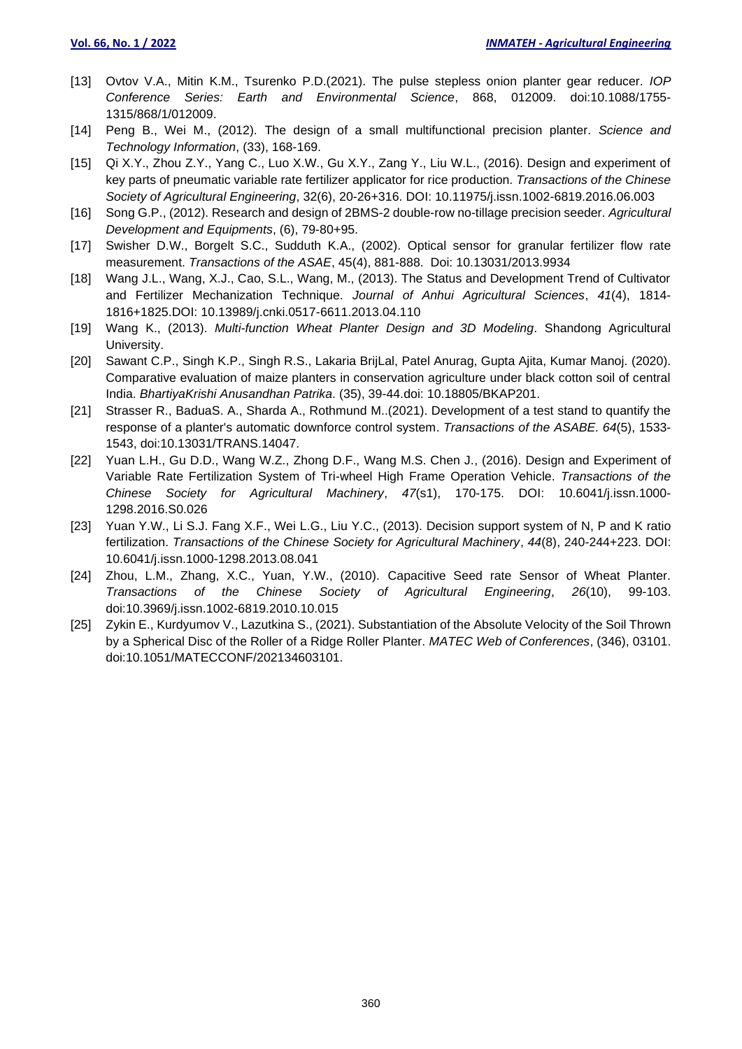[13] Ovtov V.A., Mitin K.M., Tsurenko P.D.(2021). The pulse stepless onion planter gear reducer. *IOP Conference Series: Earth and Environmental Science*, 868, 012009. doi:10.1088/1755-1315/868/1/012009.

[14] Peng B., Wei M., (2012). The design of a small multifunctional precision planter. *Science and Technology Information*, (33), 168-169.

[15] Qi X.Y., Zhou Z.Y., Yang C., Luo X.W., Gu X.Y., Zang Y., Liu W.L., (2016). Design and experiment of key parts of pneumatic variable rate fertilizer applicator for rice production. *Transactions of the Chinese Society of Agricultural Engineering*, 32(6), 20-26+316. DOI: 10.11975/j.issn.1002-6819.2016.06.003

[16] Song G.P., (2012). Research and design of 2BMS-2 double-row no-tillage precision seeder. *Agricultural Development and Equipments*, (6), 79-80+95.

[17] Swisher D.W., Borgelt S.C., Sudduth K.A., (2002). Optical sensor for granular fertilizer flow rate measurement. *Transactions of the ASAE*, 45(4), 881-888. Doi: 10.13031/2013.9934

[18] Wang J.L., Wang, X.J., Cao, S.L., Wang, M., (2013). The Status and Development Trend of Cultivator and Fertilizer Mechanization Technique. *Journal of Anhui Agricultural Sciences*, *41*(4), 1814-1816+1825.DOI: 10.13989/j.cnki.0517-6611.2013.04.110

[19] Wang K., (2013). *Multi-function Wheat Planter Design and 3D Modeling*. Shandong Agricultural University.

[20] Sawant C.P., Singh K.P., Singh R.S., Lakaria BrijLal, Patel Anurag, Gupta Ajita, Kumar Manoj. (2020). Comparative evaluation of maize planters in conservation agriculture under black cotton soil of central India. *BhartiyaKrishi Anusandhan Patrika*. (35), 39-44.doi: 10.18805/BKAP201.

[21] Strasser R., BaduaS. A., Sharda A., Rothmund M..(2021). Development of a test stand to quantify the response of a planter's automatic downforce control system. *Transactions of the ASABE. 64*(5), 1533-1543, doi:10.13031/TRANS.14047.

[22] Yuan L.H., Gu D.D., Wang W.Z., Zhong D.F., Wang M.S. Chen J., (2016). Design and Experiment of Variable Rate Fertilization System of Tri-wheel High Frame Operation Vehicle. *Transactions of the Chinese Society for Agricultural Machinery*, *47*(s1), 170-175. DOI: 10.6041/j.issn.1000-1298.2016.S0.026

[23] Yuan Y.W., Li S.J. Fang X.F., Wei L.G., Liu Y.C., (2013). Decision support system of N, P and K ratio fertilization. *Transactions of the Chinese Society for Agricultural Machinery*, *44*(8), 240-244+223. DOI: 10.6041/j.issn.1000-1298.2013.08.041

[24] Zhou, L.M., Zhang, X.C., Yuan, Y.W., (2010). Capacitive Seed rate Sensor of Wheat Planter. *Transactions of the Chinese Society of Agricultural Engineering*, *26*(10), 99-103. doi:10.3969/j.issn.1002-6819.2010.10.015

[25] Zykin E., Kurdyumov V., Lazutkina S., (2021). Substantiation of the Absolute Velocity of the Soil Thrown by a Spherical Disc of the Roller of a Ridge Roller Planter. *MATEC Web of Conferences*, (346), 03101. doi:10.1051/MATECCONF/202134603101.